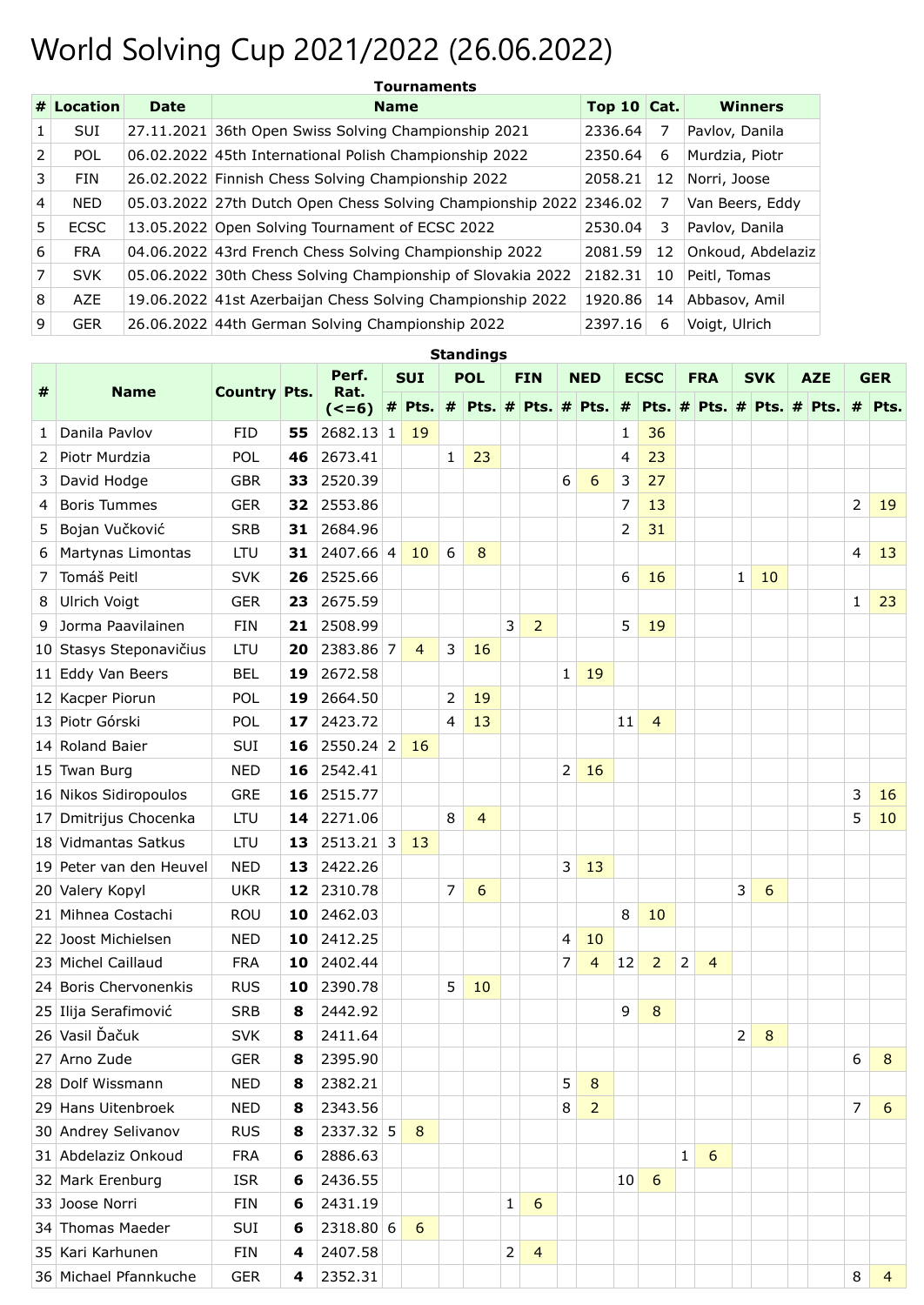# World Solving Cup 2021/2022 (26.06.2022)

**Tournaments**

| # | Location | Date | Name | Top 10 | Cat. | Winners |
|---|---|---|---|---|---|---|
| 1 | SUI | 27.11.2021 | 36th Open Swiss Solving Championship 2021 | 2336.64 | 7 | Pavlov, Danila |
| 2 | POL | 06.02.2022 | 45th International Polish Championship 2022 | 2350.64 | 6 | Murdzia, Piotr |
| 3 | FIN | 26.02.2022 | Finnish Chess Solving Championship 2022 | 2058.21 | 12 | Norri, Joose |
| 4 | NED | 05.03.2022 | 27th Dutch Open Chess Solving Championship 2022 | 2346.02 | 7 | Van Beers, Eddy |
| 5 | ECSC | 13.05.2022 | Open Solving Tournament of ECSC 2022 | 2530.04 | 3 | Pavlov, Danila |
| 6 | FRA | 04.06.2022 | 43rd French Chess Solving Championship 2022 | 2081.59 | 12 | Onkoud, Abdelaziz |
| 7 | SVK | 05.06.2022 | 30th Chess Solving Championship of Slovakia 2022 | 2182.31 | 10 | Peitl, Tomas |
| 8 | AZE | 19.06.2022 | 41st Azerbaijan Chess Solving Championship 2022 | 1920.86 | 14 | Abbasov, Amil |
| 9 | GER | 26.06.2022 | 44th German Solving Championship 2022 | 2397.16 | 6 | Voigt, Ulrich |

**Standings**

| # | Name | Country | Pts. | Perf. Rat. (<=6) | SUI | | POL | | FIN | | NED | | ECSC | | FRA | | SVK | | AZE | | GER | |
|---|---|---|---|---|---|---|---|---|---|---|---|---|---|---|---|---|---|---|---|---|---|---|
| | | | | | # | Pts. | # | Pts. | # | Pts. | # | Pts. | # | Pts. | # | Pts. | # | Pts. | # | Pts. | # | Pts. |
| 1 | Danila Pavlov | FID | **55** | 2682.13 | 1 | 19 | | | | | | | 1 | 36 | | | | | | | | |
| 2 | Piotr Murdzia | POL | **46** | 2673.41 | | | 1 | 23 | | | | | 4 | 23 | | | | | | | | |
| 3 | David Hodge | GBR | **33** | 2520.39 | | | | | | | 6 | 6 | 3 | 27 | | | | | | | | |
| 4 | Boris Tummes | GER | **32** | 2553.86 | | | | | | | | | 7 | 13 | | | | | | | 2 | 19 |
| 5 | Bojan Vučković | SRB | **31** | 2684.96 | | | | | | | | | 2 | 31 | | | | | | | | |
| 6 | Martynas Limontas | LTU | **31** | 2407.66 | 4 | 10 | 6 | 8 | | | | | | | | | | | | | 4 | 13 |
| 7 | Tomáš Peitl | SVK | **26** | 2525.66 | | | | | | | | | 6 | 16 | | | 1 | 10 | | | | |
| 8 | Ulrich Voigt | GER | **23** | 2675.59 | | | | | | | | | | | | | | | | | 1 | 23 |
| 9 | Jorma Paavilainen | FIN | **21** | 2508.99 | | | | | 3 | 2 | | | 5 | 19 | | | | | | | | |
| 10 | Stasys Steponavičius | LTU | **20** | 2383.86 | 7 | 4 | 3 | 16 | | | | | | | | | | | | | | |
| 11 | Eddy Van Beers | BEL | **19** | 2672.58 | | | | | | | 1 | 19 | | | | | | | | | | |
| 12 | Kacper Piorun | POL | **19** | 2664.50 | | | 2 | 19 | | | | | | | | | | | | | | |
| 13 | Piotr Górski | POL | **17** | 2423.72 | | | 4 | 13 | | | | | 11 | 4 | | | | | | | | |
| 14 | Roland Baier | SUI | **16** | 2550.24 | 2 | 16 | | | | | | | | | | | | | | | | |
| 15 | Twan Burg | NED | **16** | 2542.41 | | | | | | | 2 | 16 | | | | | | | | | | |
| 16 | Nikos Sidiropoulos | GRE | **16** | 2515.77 | | | | | | | | | | | | | | | | | 3 | 16 |
| 17 | Dmitrijus Chocenka | LTU | **14** | 2271.06 | | | 8 | 4 | | | | | | | | | | | | | 5 | 10 |
| 18 | Vidmantas Satkus | LTU | **13** | 2513.21 | 3 | 13 | | | | | | | | | | | | | | | | |
| 19 | Peter van den Heuvel | NED | **13** | 2422.26 | | | | | | | 3 | 13 | | | | | | | | | | |
| 20 | Valery Kopyl | UKR | **12** | 2310.78 | | | 7 | 6 | | | | | | | | | 3 | 6 | | | | |
| 21 | Mihnea Costachi | ROU | **10** | 2462.03 | | | | | | | | | 8 | 10 | | | | | | | | |
| 22 | Joost Michielsen | NED | **10** | 2412.25 | | | | | | | 4 | 10 | | | | | | | | | | |
| 23 | Michel Caillaud | FRA | **10** | 2402.44 | | | | | | | 7 | 4 | 12 | 2 | 2 | 4 | | | | | | |
| 24 | Boris Chervonenkis | RUS | **10** | 2390.78 | | | 5 | 10 | | | | | | | | | | | | | | |
| 25 | Ilija Serafimović | SRB | **8** | 2442.92 | | | | | | | | | 9 | 8 | | | | | | | | |
| 26 | Vasil Ďačuk | SVK | **8** | 2411.64 | | | | | | | | | | | | | 2 | 8 | | | | |
| 27 | Arno Zude | GER | **8** | 2395.90 | | | | | | | | | | | | | | | | | 6 | 8 |
| 28 | Dolf Wissmann | NED | **8** | 2382.21 | | | | | | | 5 | 8 | | | | | | | | | | |
| 29 | Hans Uitenbroek | NED | **8** | 2343.56 | | | | | | | 8 | 2 | | | | | | | | | 7 | 6 |
| 30 | Andrey Selivanov | RUS | **8** | 2337.32 | 5 | 8 | | | | | | | | | | | | | | | | |
| 31 | Abdelaziz Onkoud | FRA | **6** | 2886.63 | | | | | | | | | | | 1 | 6 | | | | | | |
| 32 | Mark Erenburg | ISR | **6** | 2436.55 | | | | | | | | | 10 | 6 | | | | | | | | |
| 33 | Joose Norri | FIN | **6** | 2431.19 | | | | | 1 | 6 | | | | | | | | | | | | |
| 34 | Thomas Maeder | SUI | **6** | 2318.80 | 6 | 6 | | | | | | | | | | | | | | | | |
| 35 | Kari Karhunen | FIN | **4** | 2407.58 | | | | | 2 | 4 | | | | | | | | | | | | |
| 36 | Michael Pfannkuche | GER | **4** | 2352.31 | | | | | | | | | | | | | | | | | 8 | 4 |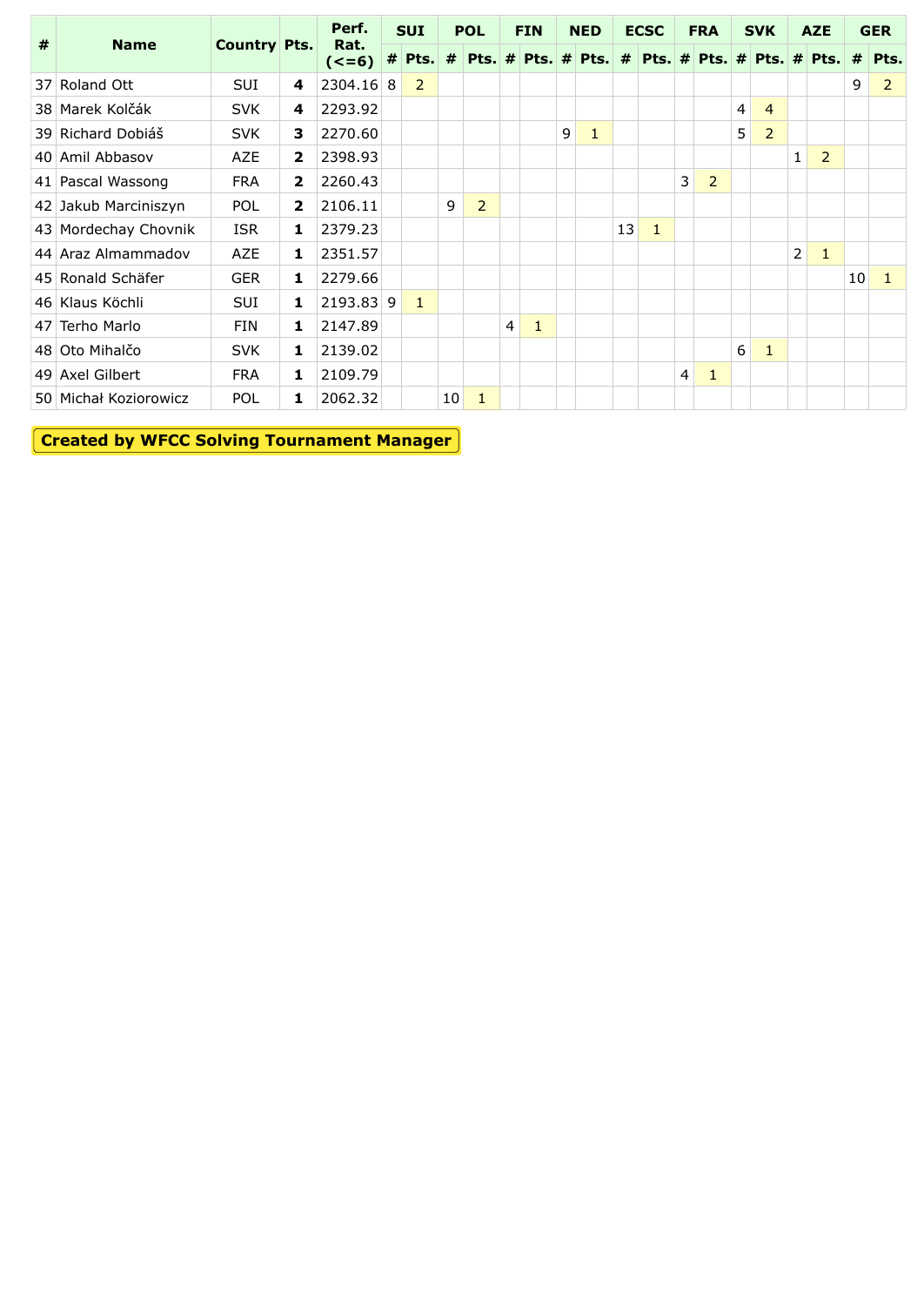| # | Name | Country | Pts. | Perf. Rat. (<=6) | SUI | | POL | | FIN | | NED | | ECSC | | FRA | | SVK | | AZE | | GER | |
|---|---|---|---|---|---|---|---|---|---|---|---|---|---|---|---|---|---|---|---|---|---|---|
| | | | | | # | Pts. | # | Pts. | # | Pts. | # | Pts. | # | Pts. | # | Pts. | # | Pts. | # | Pts. | # | Pts. |
| 37 | Roland Ott | SUI | **4** | 2304.16 | 8 | 2 | | | | | | | | | | | | | | | 9 | 2 |
| 38 | Marek Kolčák | SVK | **4** | 2293.92 | | | | | | | | | | | | | 4 | 4 | | | | |
| 39 | Richard Dobiáš | SVK | **3** | 2270.60 | | | | | | | 9 | 1 | | | | | 5 | 2 | | | | |
| 40 | Amil Abbasov | AZE | **2** | 2398.93 | | | | | | | | | | | | | | | 1 | 2 | | |
| 41 | Pascal Wassong | FRA | **2** | 2260.43 | | | | | | | | | | | 3 | 2 | | | | | | |
| 42 | Jakub Marciniszyn | POL | **2** | 2106.11 | | | 9 | 2 | | | | | | | | | | | | | | |
| 43 | Mordechay Chovnik | ISR | **1** | 2379.23 | | | | | | | | | 13 | 1 | | | | | | | | |
| 44 | Araz Almammadov | AZE | **1** | 2351.57 | | | | | | | | | | | | | | | 2 | 1 | | |
| 45 | Ronald Schäfer | GER | **1** | 2279.66 | | | | | | | | | | | | | | | | | 10 | 1 |
| 46 | Klaus Köchli | SUI | **1** | 2193.83 | 9 | 1 | | | | | | | | | | | | | | | | |
| 47 | Terho Marlo | FIN | **1** | 2147.89 | | | | | 4 | 1 | | | | | | | | | | | | |
| 48 | Oto Mihalčo | SVK | **1** | 2139.02 | | | | | | | | | | | | | 6 | 1 | | | | |
| 49 | Axel Gilbert | FRA | **1** | 2109.79 | | | | | | | | | | | 4 | 1 | | | | | | |
| 50 | Michał Koziorowicz | POL | **1** | 2062.32 | | | 10 | 1 | | | | | | | | | | | | | | |

**Created by WFCC Solving Tournament Manager**